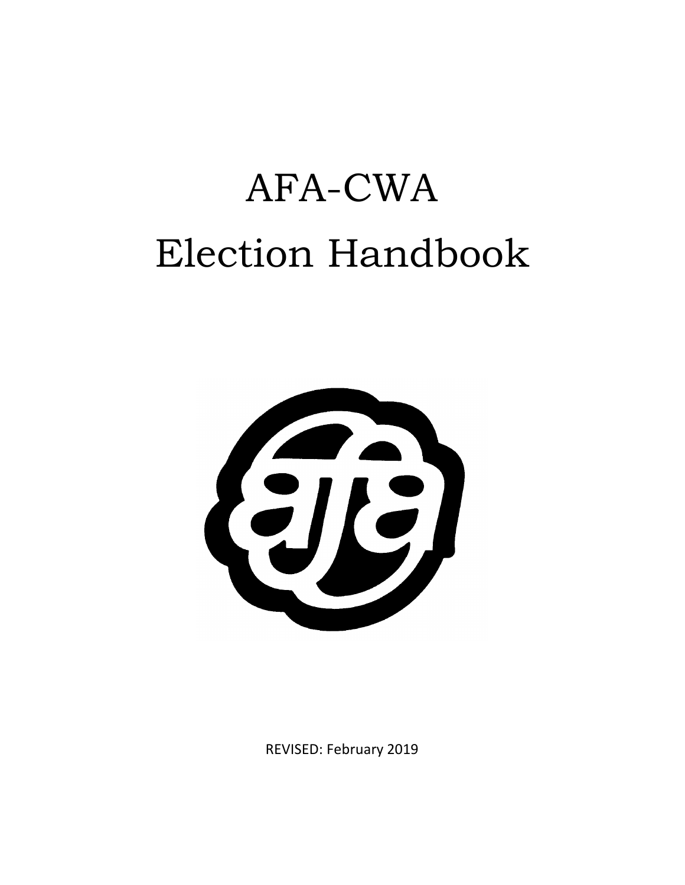# AFA-CWA Election Handbook

REVISED: February 2019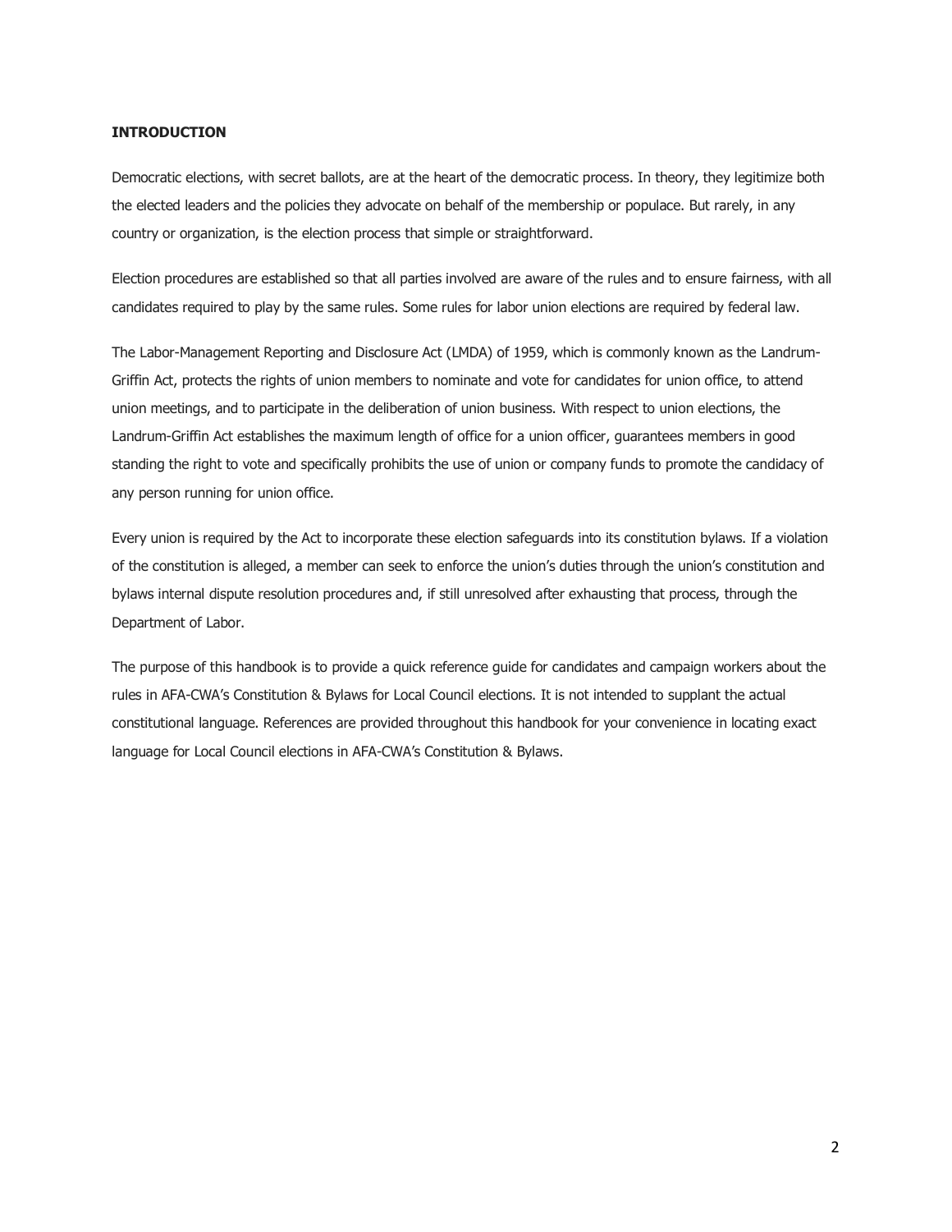## INTRODUCTION

Democratic elections, with secret ballots, are at the heart of the democratic process. In theory, they legitimize both the elected leaders and the policies they advocate on behalf of the membership or populace. But rarely, in any country or organization, is the election process that simple or straightforward.

Election procedures are established so that all parties involved are aware of the rules and to ensure fairness, with all candidates required to play by the same rules. Some rules for labor union elections are required by federal law.

The Labor-Management Reporting and Disclosure Act (LMDA) of 1959, which is commonly known as the Landrum-Griffin Act, protects the rights of union members to nominate and vote for candidates for union office, to attend union meetings, and to participate in the deliberation of union business. With respect to union elections, the Landrum-Griffin Act establishes the maximum length of office for a union officer, guarantees members in good standing the right to vote and specifically prohibits the use of union or company funds to promote the candidacy of any person running for union office.

Every union is required by the Act to incorporate these election safeguards into its constitution bylaws. If a violation of the constitution is alleged, a member can seek to enforce the union's duties through the union's constitution and bylaws internal dispute resolution procedures and, if still unresolved after exhausting that process, through the Department of Labor.

The purpose of this handbook is to provide a quick reference guide for candidates and campaign workers about the rules in AFA-CWA's Constitution & Bylaws for Local Council elections. It is not intended to supplant the actual constitutional language. References are provided throughout this handbook for your convenience in locating exact language for Local Council elections in AFA-CWA's Constitution & Bylaws.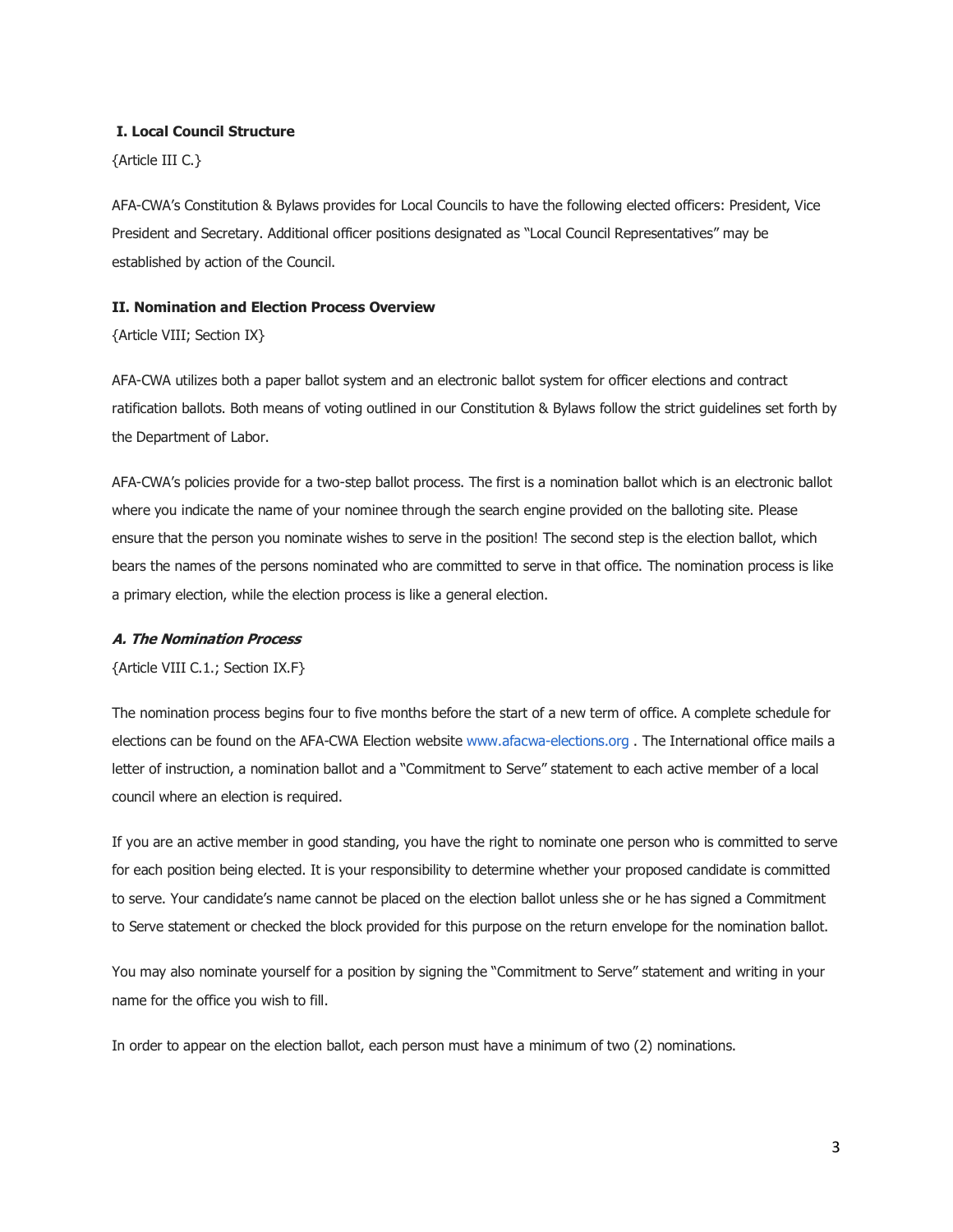## I. Local Council Structure

{Article III C.}

AFA-CWA's Constitution & Bylaws provides for Local Councils to have the following elected officers: President, Vice President and Secretary. Additional officer positions designated as "Local Council Representatives" may be established by action of the Council.

## II. Nomination and Election Process Overview

{Article VIII; Section IX}

AFA-CWA utilizes both a paper ballot system and an electronic ballot system for officer elections and contract ratification ballots. Both means of voting outlined in our Constitution & Bylaws follow the strict guidelines set forth by the Department of Labor.

AFA-CWA's policies provide for a two-step ballot process. The first is a nomination ballot which is an electronic ballot where you indicate the name of your nominee through the search engine provided on the balloting site. Please ensure that the person you nominate wishes to serve in the position! The second step is the election ballot, which bears the names of the persons nominated who are committed to serve in that office. The nomination process is like a primary election, while the election process is like a general election.

### *A. The Nomination Process*

{Article VIII C.1.; Section IX.F}

The nomination process begins four to five months before the start of a new term of office. A complete schedule for elections can be found on the AFA-CWA Election website www.afacwa-elections.org . The International office mails a letter of instruction, a nomination ballot and a "Commitment to Serve" statement to each active member of a local council where an election is required.

If you are an active member in good standing, you have the right to nominate one person who is committed to serve for each position being elected. It is your responsibility to determine whether your proposed candidate is committed to serve. Your candidate's name cannot be placed on the election ballot unless she or he has signed a Commitment to Serve statement or checked the block provided for this purpose on the return envelope for the nomination ballot.

You may also nominate yourself for a position by signing the "Commitment to Serve" statement and writing in your name for the office you wish to fill.

In order to appear on the election ballot, each person must have a minimum of two (2) nominations.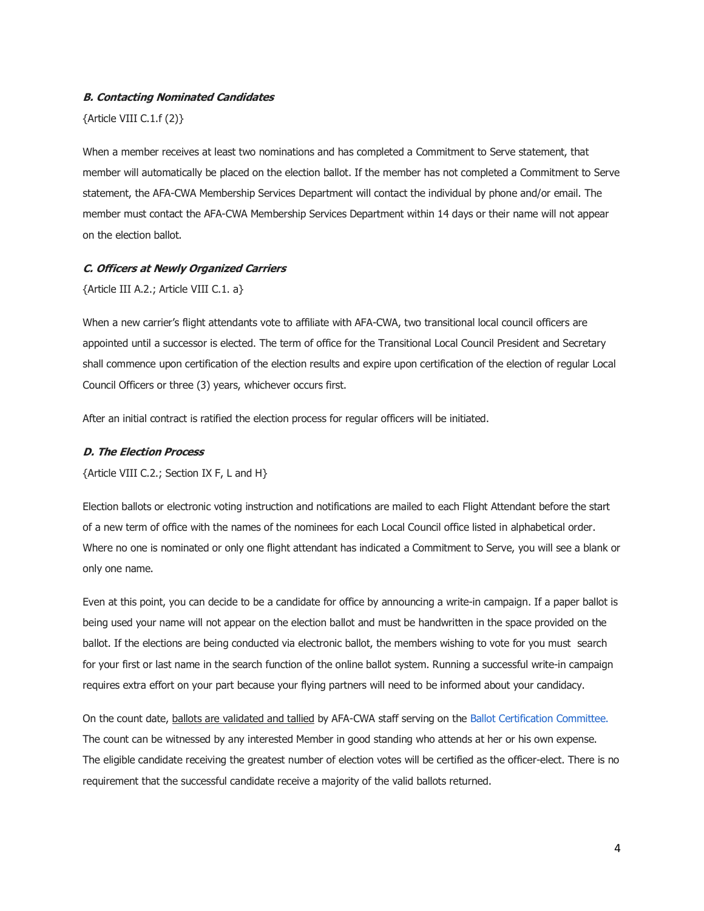### *B. Contacting Nominated Candidates*

{Article VIII C.1.f (2)}

When a member receives at least two nominations and has completed a Commitment to Serve statement, that member will automatically be placed on the election ballot. If the member has not completed a Commitment to Serve statement, the AFA-CWA Membership Services Department will contact the individual by phone and/or email. The member must contact the AFA-CWA Membership Services Department within 14 days or their name will not appear on the election ballot.

### *C. Officers at Newly Organized Carriers*

{Article III A.2.; Article VIII C.1. a}

When a new carrier's flight attendants vote to affiliate with AFA-CWA, two transitional local council officers are appointed until a successor is elected. The term of office for the Transitional Local Council President and Secretary shall commence upon certification of the election results and expire upon certification of the election of regular Local Council Officers or three (3) years, whichever occurs first.

After an initial contract is ratified the election process for regular officers will be initiated.

### *D. The Election Process*

{Article VIII C.2.; Section IX F, L and H}

Election ballots or electronic voting instruction and notifications are mailed to each Flight Attendant before the start of a new term of office with the names of the nominees for each Local Council office listed in alphabetical order. Where no one is nominated or only one flight attendant has indicated a Commitment to Serve, you will see a blank or only one name.

Even at this point, you can decide to be a candidate for office by announcing a write-in campaign. If a paper ballot is being used your name will not appear on the election ballot and must be handwritten in the space provided on the ballot. If the elections are being conducted via electronic ballot, the members wishing to vote for you must search for your first or last name in the search function of the online ballot system. Running a successful write-in campaign requires extra effort on your part because your flying partners will need to be informed about your candidacy.

On the count date, ballots are validated and tallied by AFA-CWA staff serving on the Ballot Certification Committee. The count can be witnessed by any interested Member in good standing who attends at her or his own expense. The eligible candidate receiving the greatest number of election votes will be certified as the officer-elect. There is no requirement that the successful candidate receive a majority of the valid ballots returned.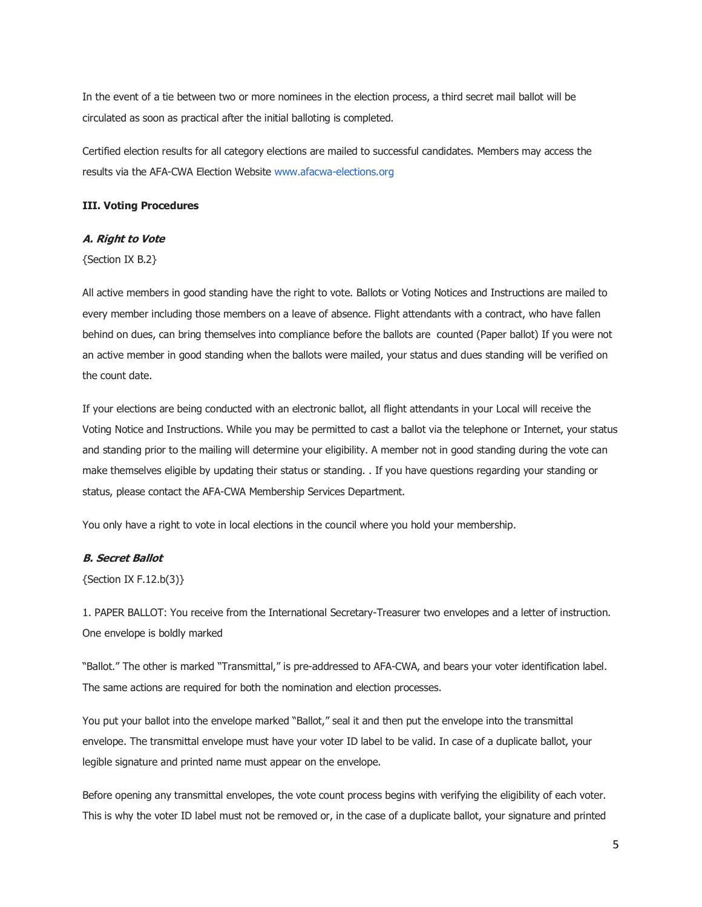In the event of a tie between two or more nominees in the election process, a third secret mail ballot will be circulated as soon as practical after the initial balloting is completed.

Certified election results for all category elections are mailed to successful candidates. Members may access the results via the AFA-CWA Election Website www.afacwa-elections.org

### III. Voting Procedures

#### *A. Right to Vote*

{Section IX B.2}

All active members in good standing have the right to vote. Ballots or Voting Notices and Instructions are mailed to every member including those members on a leave of absence. Flight attendants with a contract, who have fallen behind on dues, can bring themselves into compliance before the ballots are counted (Paper ballot) If you were not an active member in good standing when the ballots were mailed, your status and dues standing will be verified on the count date.

If your elections are being conducted with an electronic ballot, all flight attendants in your Local will receive the Voting Notice and Instructions. While you may be permitted to cast a ballot via the telephone or Internet, your status and standing prior to the mailing will determine your eligibility. A member not in good standing during the vote can make themselves eligible by updating their status or standing. . If you have questions regarding your standing or status, please contact the AFA-CWA Membership Services Department.

You only have a right to vote in local elections in the council where you hold your membership.

#### *B. Secret Ballot*

{Section IX F.12.b(3)}

1. PAPER BALLOT: You receive from the International Secretary-Treasurer two envelopes and a letter of instruction. One envelope is boldly marked

"Ballot." The other is marked "Transmittal," is pre-addressed to AFA-CWA, and bears your voter identification label. The same actions are required for both the nomination and election processes.

You put your ballot into the envelope marked "Ballot," seal it and then put the envelope into the transmittal envelope. The transmittal envelope must have your voter ID label to be valid. In case of a duplicate ballot, your legible signature and printed name must appear on the envelope.

Before opening any transmittal envelopes, the vote count process begins with verifying the eligibility of each voter. This is why the voter ID label must not be removed or, in the case of a duplicate ballot, your signature and printed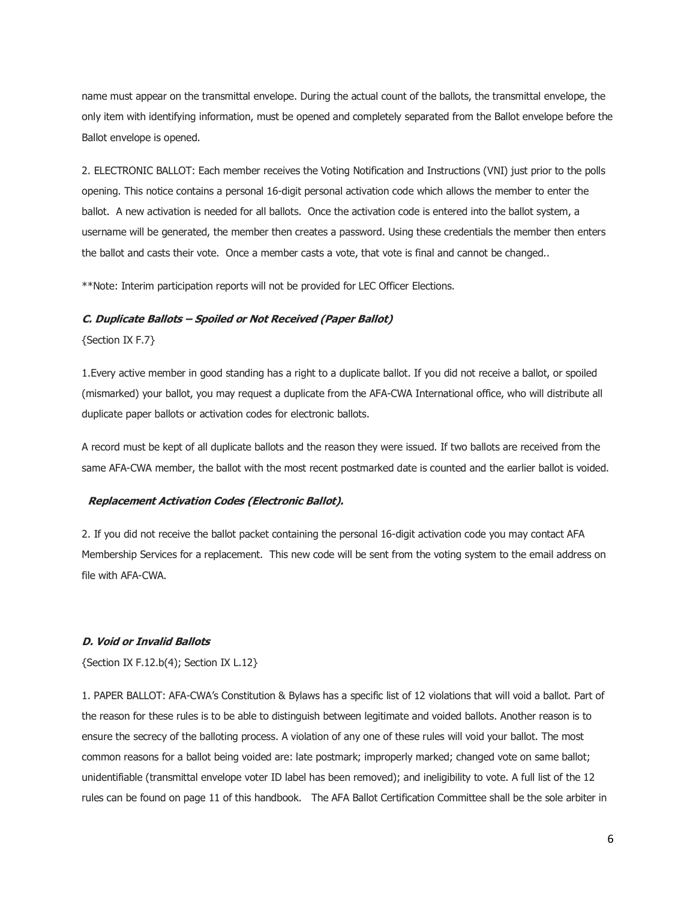name must appear on the transmittal envelope. During the actual count of the ballots, the transmittal envelope, the only item with identifying information, must be opened and completely separated from the Ballot envelope before the Ballot envelope is opened.

2. ELECTRONIC BALLOT: Each member receives the Voting Notification and Instructions (VNI) just prior to the polls opening. This notice contains a personal 16-digit personal activation code which allows the member to enter the ballot. A new activation is needed for all ballots. Once the activation code is entered into the ballot system, a username will be generated, the member then creates a password. Using these credentials the member then enters the ballot and casts their vote. Once a member casts a vote, that vote is final and cannot be changed..

**Note: Interim participation reports will not be provided for LEC Officer Elections.

#### ***C. Duplicate Ballots – Spoiled or Not Received (Paper Ballot)***

{Section IX F.7}

1.Every active member in good standing has a right to a duplicate ballot. If you did not receive a ballot, or spoiled (mismarked) your ballot, you may request a duplicate from the AFA-CWA International office, who will distribute all duplicate paper ballots or activation codes for electronic ballots.

A record must be kept of all duplicate ballots and the reason they were issued. If two ballots are received from the same AFA-CWA member, the ballot with the most recent postmarked date is counted and the earlier ballot is voided.

#### ***Replacement Activation Codes (Electronic Ballot).***

2. If you did not receive the ballot packet containing the personal 16-digit activation code you may contact AFA Membership Services for a replacement. This new code will be sent from the voting system to the email address on file with AFA-CWA.

#### ***D. Void or Invalid Ballots***

{Section IX F.12.b(4); Section IX L.12}

1. PAPER BALLOT: AFA-CWA's Constitution & Bylaws has a specific list of 12 violations that will void a ballot. Part of the reason for these rules is to be able to distinguish between legitimate and voided ballots. Another reason is to ensure the secrecy of the balloting process. A violation of any one of these rules will void your ballot. The most common reasons for a ballot being voided are: late postmark; improperly marked; changed vote on same ballot; unidentifiable (transmittal envelope voter ID label has been removed); and ineligibility to vote. A full list of the 12 rules can be found on page 11 of this handbook. The AFA Ballot Certification Committee shall be the sole arbiter in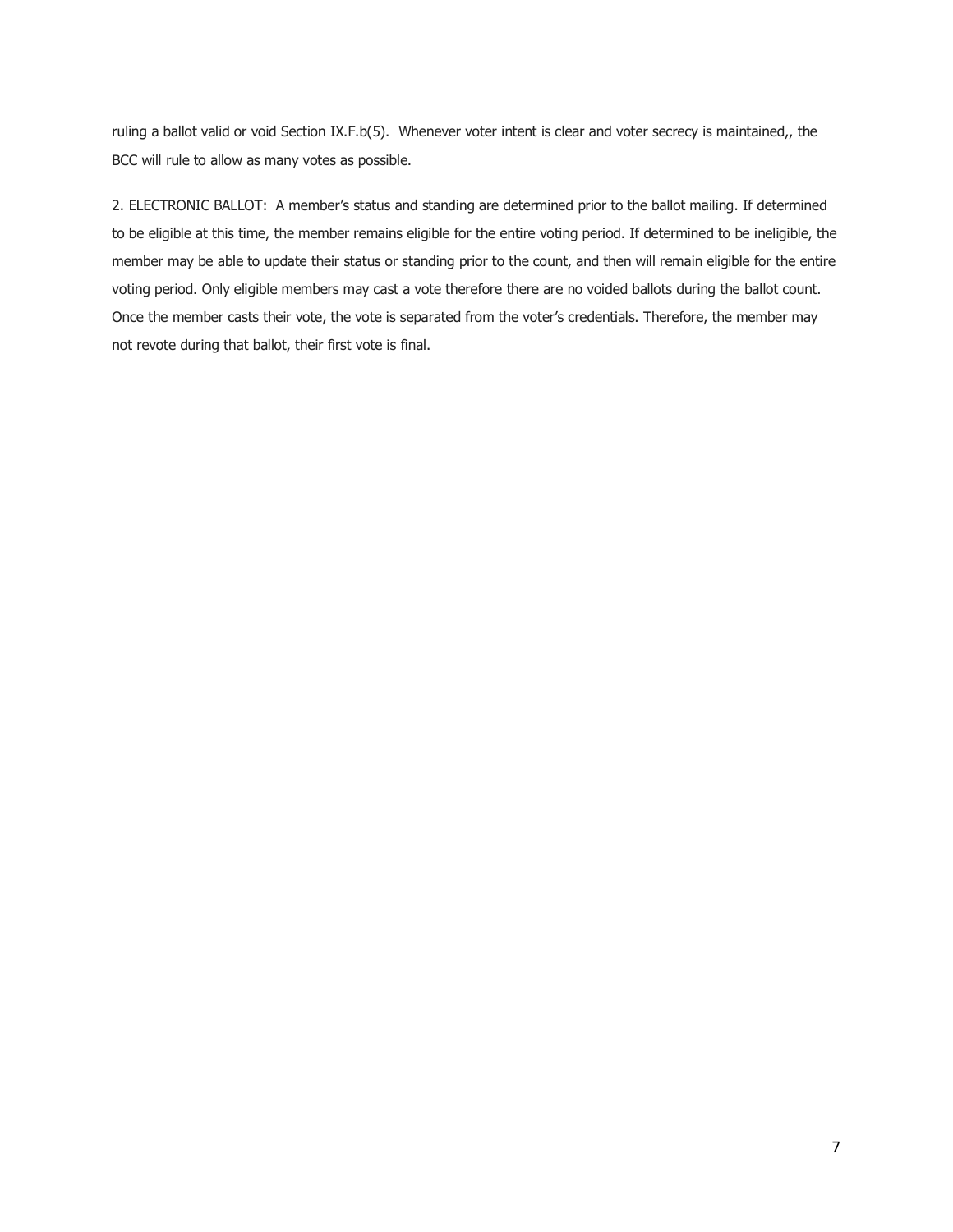ruling a ballot valid or void Section IX.F.b(5). Whenever voter intent is clear and voter secrecy is maintained,, the BCC will rule to allow as many votes as possible.

2. ELECTRONIC BALLOT: A member's status and standing are determined prior to the ballot mailing. If determined to be eligible at this time, the member remains eligible for the entire voting period. If determined to be ineligible, the member may be able to update their status or standing prior to the count, and then will remain eligible for the entire voting period. Only eligible members may cast a vote therefore there are no voided ballots during the ballot count. Once the member casts their vote, the vote is separated from the voter's credentials. Therefore, the member may not revote during that ballot, their first vote is final.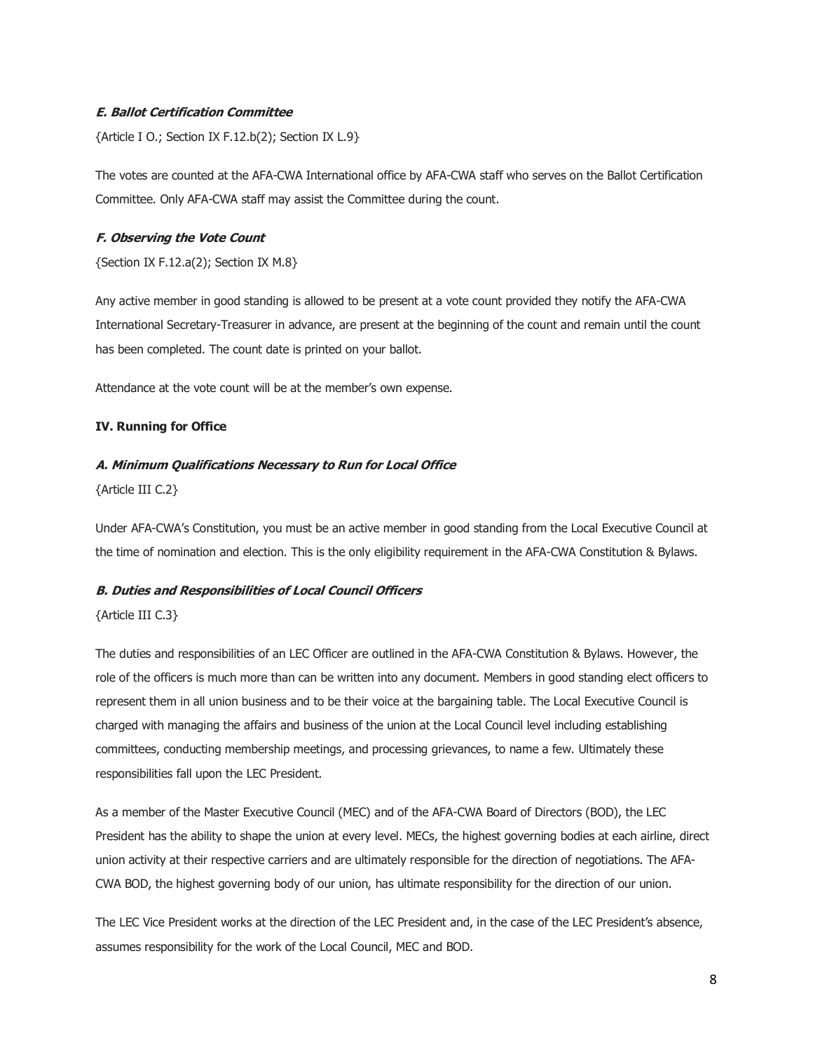### *E. Ballot Certification Committee*

{Article I O.; Section IX F.12.b(2); Section IX L.9}

The votes are counted at the AFA-CWA International office by AFA-CWA staff who serves on the Ballot Certification Committee. Only AFA-CWA staff may assist the Committee during the count.

### *F. Observing the Vote Count*

{Section IX F.12.a(2); Section IX M.8}

Any active member in good standing is allowed to be present at a vote count provided they notify the AFA-CWA International Secretary-Treasurer in advance, are present at the beginning of the count and remain until the count has been completed. The count date is printed on your ballot.

Attendance at the vote count will be at the member's own expense.

## IV. Running for Office

### *A. Minimum Qualifications Necessary to Run for Local Office*

{Article III C.2}

Under AFA-CWA's Constitution, you must be an active member in good standing from the Local Executive Council at the time of nomination and election. This is the only eligibility requirement in the AFA-CWA Constitution & Bylaws.

### *B. Duties and Responsibilities of Local Council Officers*

{Article III C.3}

The duties and responsibilities of an LEC Officer are outlined in the AFA-CWA Constitution & Bylaws. However, the role of the officers is much more than can be written into any document. Members in good standing elect officers to represent them in all union business and to be their voice at the bargaining table. The Local Executive Council is charged with managing the affairs and business of the union at the Local Council level including establishing committees, conducting membership meetings, and processing grievances, to name a few. Ultimately these responsibilities fall upon the LEC President.

As a member of the Master Executive Council (MEC) and of the AFA-CWA Board of Directors (BOD), the LEC President has the ability to shape the union at every level. MECs, the highest governing bodies at each airline, direct union activity at their respective carriers and are ultimately responsible for the direction of negotiations. The AFA-CWA BOD, the highest governing body of our union, has ultimate responsibility for the direction of our union.

The LEC Vice President works at the direction of the LEC President and, in the case of the LEC President's absence, assumes responsibility for the work of the Local Council, MEC and BOD.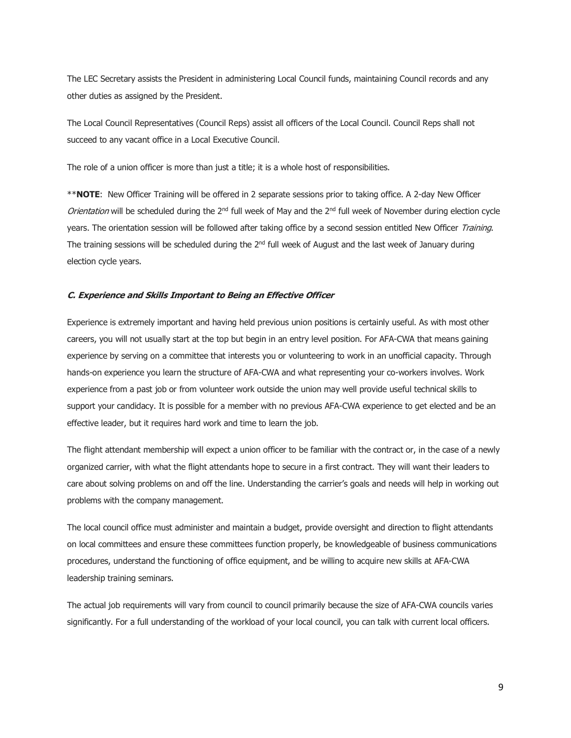The LEC Secretary assists the President in administering Local Council funds, maintaining Council records and any other duties as assigned by the President.

The Local Council Representatives (Council Reps) assist all officers of the Local Council. Council Reps shall not succeed to any vacant office in a Local Executive Council.

The role of a union officer is more than just a title; it is a whole host of responsibilities.

**\*\*NOTE**: New Officer Training will be offered in 2 separate sessions prior to taking office. A 2-day New Officer *Orientation* will be scheduled during the 2nd full week of May and the 2nd full week of November during election cycle years. The orientation session will be followed after taking office by a second session entitled New Officer *Training*. The training sessions will be scheduled during the 2nd full week of August and the last week of January during election cycle years.

### *C. Experience and Skills Important to Being an Effective Officer*

Experience is extremely important and having held previous union positions is certainly useful. As with most other careers, you will not usually start at the top but begin in an entry level position. For AFA-CWA that means gaining experience by serving on a committee that interests you or volunteering to work in an unofficial capacity. Through hands-on experience you learn the structure of AFA-CWA and what representing your co-workers involves. Work experience from a past job or from volunteer work outside the union may well provide useful technical skills to support your candidacy. It is possible for a member with no previous AFA-CWA experience to get elected and be an effective leader, but it requires hard work and time to learn the job.

The flight attendant membership will expect a union officer to be familiar with the contract or, in the case of a newly organized carrier, with what the flight attendants hope to secure in a first contract. They will want their leaders to care about solving problems on and off the line. Understanding the carrier's goals and needs will help in working out problems with the company management.

The local council office must administer and maintain a budget, provide oversight and direction to flight attendants on local committees and ensure these committees function properly, be knowledgeable of business communications procedures, understand the functioning of office equipment, and be willing to acquire new skills at AFA-CWA leadership training seminars.

The actual job requirements will vary from council to council primarily because the size of AFA-CWA councils varies significantly. For a full understanding of the workload of your local council, you can talk with current local officers.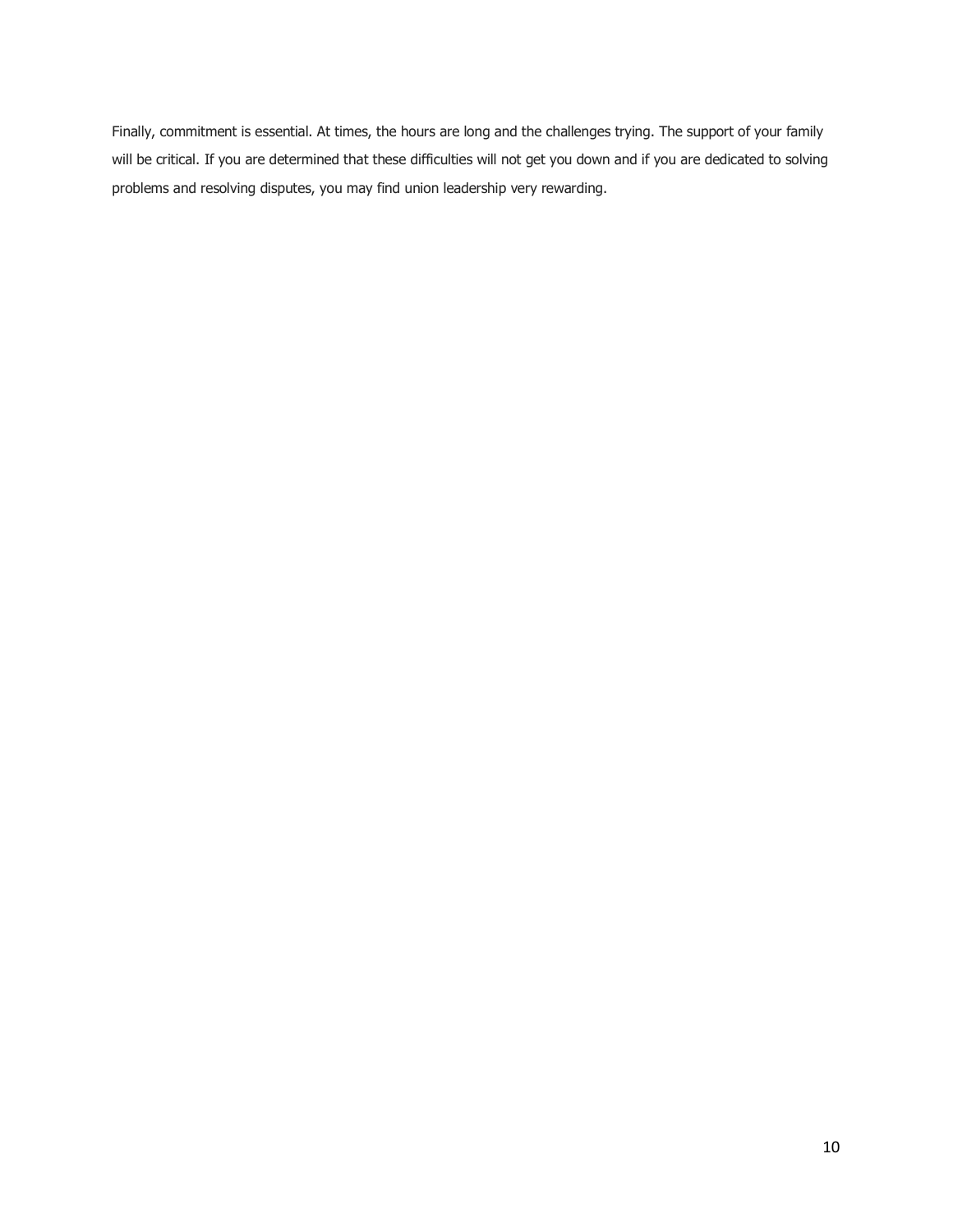Finally, commitment is essential. At times, the hours are long and the challenges trying. The support of your family will be critical. If you are determined that these difficulties will not get you down and if you are dedicated to solving problems and resolving disputes, you may find union leadership very rewarding.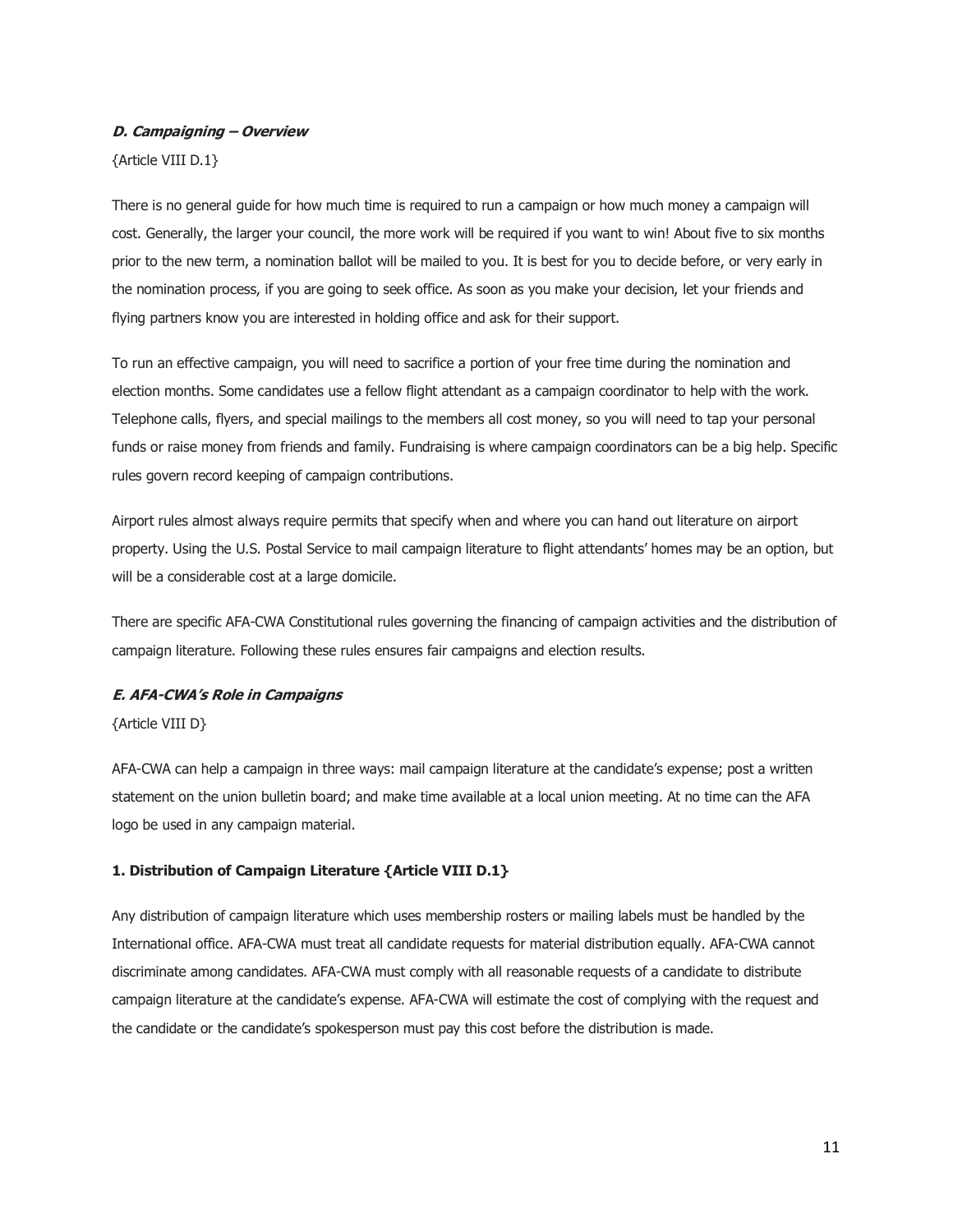### *D. Campaigning – Overview*

{Article VIII D.1}

There is no general guide for how much time is required to run a campaign or how much money a campaign will cost. Generally, the larger your council, the more work will be required if you want to win! About five to six months prior to the new term, a nomination ballot will be mailed to you. It is best for you to decide before, or very early in the nomination process, if you are going to seek office. As soon as you make your decision, let your friends and flying partners know you are interested in holding office and ask for their support.

To run an effective campaign, you will need to sacrifice a portion of your free time during the nomination and election months. Some candidates use a fellow flight attendant as a campaign coordinator to help with the work. Telephone calls, flyers, and special mailings to the members all cost money, so you will need to tap your personal funds or raise money from friends and family. Fundraising is where campaign coordinators can be a big help. Specific rules govern record keeping of campaign contributions.

Airport rules almost always require permits that specify when and where you can hand out literature on airport property. Using the U.S. Postal Service to mail campaign literature to flight attendants' homes may be an option, but will be a considerable cost at a large domicile.

There are specific AFA-CWA Constitutional rules governing the financing of campaign activities and the distribution of campaign literature. Following these rules ensures fair campaigns and election results.

### *E. AFA-CWA's Role in Campaigns*

{Article VIII D}

AFA-CWA can help a campaign in three ways: mail campaign literature at the candidate's expense; post a written statement on the union bulletin board; and make time available at a local union meeting. At no time can the AFA logo be used in any campaign material.

#### 1. Distribution of Campaign Literature {Article VIII D.1}

Any distribution of campaign literature which uses membership rosters or mailing labels must be handled by the International office. AFA-CWA must treat all candidate requests for material distribution equally. AFA-CWA cannot discriminate among candidates. AFA-CWA must comply with all reasonable requests of a candidate to distribute campaign literature at the candidate's expense. AFA-CWA will estimate the cost of complying with the request and the candidate or the candidate's spokesperson must pay this cost before the distribution is made.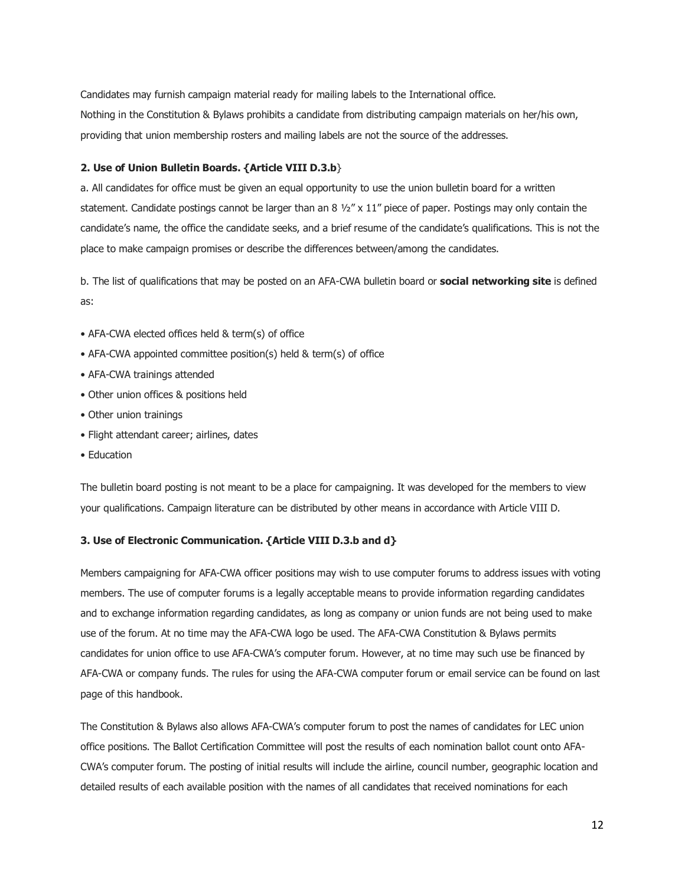Candidates may furnish campaign material ready for mailing labels to the International office.
Nothing in the Constitution & Bylaws prohibits a candidate from distributing campaign materials on her/his own, providing that union membership rosters and mailing labels are not the source of the addresses.

**2. Use of Union Bulletin Boards. {Article VIII D.3.b}**

a. All candidates for office must be given an equal opportunity to use the union bulletin board for a written statement. Candidate postings cannot be larger than an 8 ½" x 11" piece of paper. Postings may only contain the candidate's name, the office the candidate seeks, and a brief resume of the candidate's qualifications. This is not the place to make campaign promises or describe the differences between/among the candidates.

b. The list of qualifications that may be posted on an AFA-CWA bulletin board or **social networking site** is defined as:

- AFA-CWA elected offices held & term(s) of office
- AFA-CWA appointed committee position(s) held & term(s) of office
- AFA-CWA trainings attended
- Other union offices & positions held
- Other union trainings
- Flight attendant career; airlines, dates
- Education

The bulletin board posting is not meant to be a place for campaigning. It was developed for the members to view your qualifications. Campaign literature can be distributed by other means in accordance with Article VIII D.

**3. Use of Electronic Communication. {Article VIII D.3.b and d}**

Members campaigning for AFA-CWA officer positions may wish to use computer forums to address issues with voting members. The use of computer forums is a legally acceptable means to provide information regarding candidates and to exchange information regarding candidates, as long as company or union funds are not being used to make use of the forum. At no time may the AFA-CWA logo be used. The AFA-CWA Constitution & Bylaws permits candidates for union office to use AFA-CWA's computer forum. However, at no time may such use be financed by AFA-CWA or company funds. The rules for using the AFA-CWA computer forum or email service can be found on last page of this handbook.

The Constitution & Bylaws also allows AFA-CWA's computer forum to post the names of candidates for LEC union office positions. The Ballot Certification Committee will post the results of each nomination ballot count onto AFA-CWA's computer forum. The posting of initial results will include the airline, council number, geographic location and detailed results of each available position with the names of all candidates that received nominations for each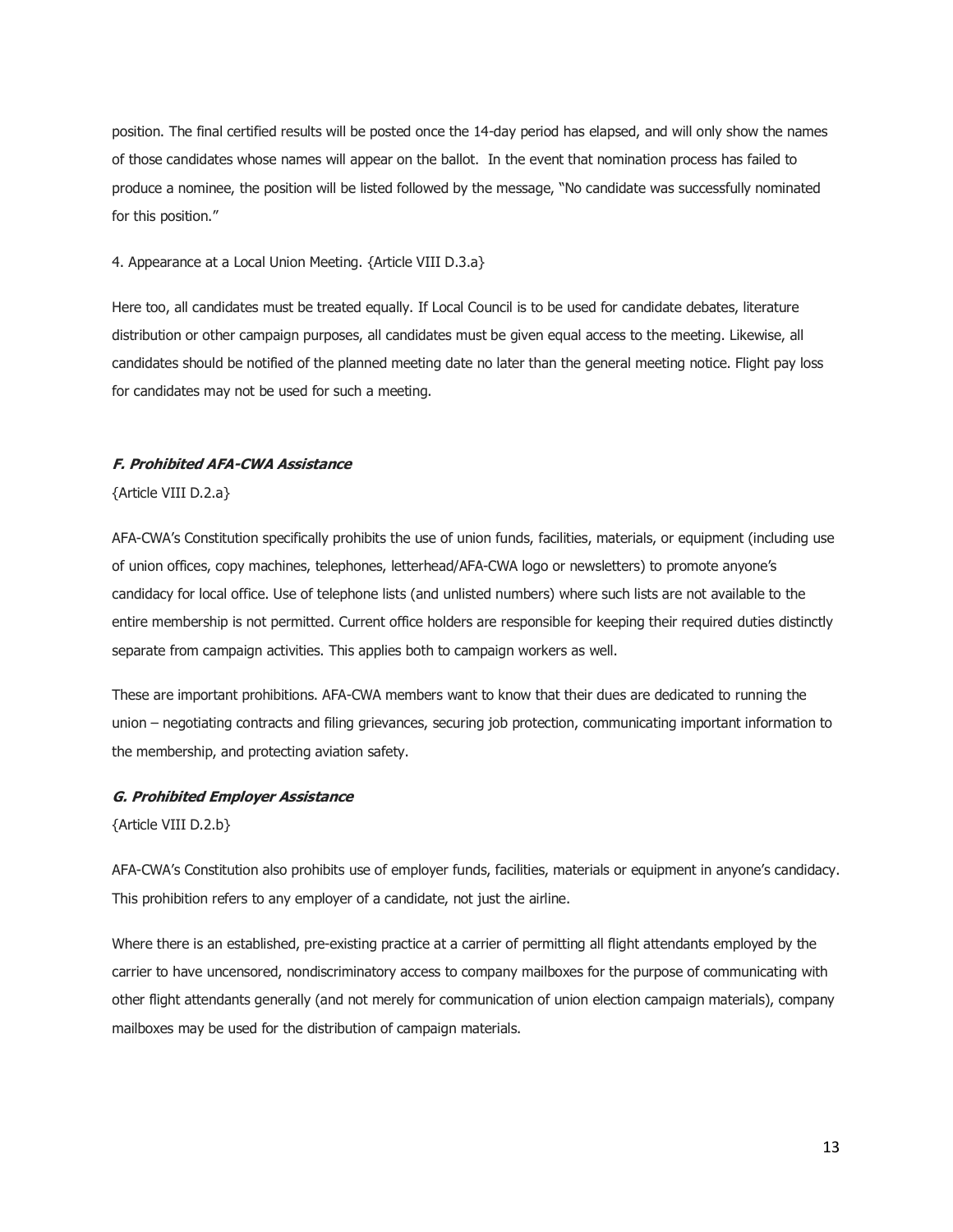position. The final certified results will be posted once the 14-day period has elapsed, and will only show the names of those candidates whose names will appear on the ballot. In the event that nomination process has failed to produce a nominee, the position will be listed followed by the message, "No candidate was successfully nominated for this position."

4. Appearance at a Local Union Meeting. {Article VIII D.3.a}

Here too, all candidates must be treated equally. If Local Council is to be used for candidate debates, literature distribution or other campaign purposes, all candidates must be given equal access to the meeting. Likewise, all candidates should be notified of the planned meeting date no later than the general meeting notice. Flight pay loss for candidates may not be used for such a meeting.

### ***F. Prohibited AFA-CWA Assistance***

{Article VIII D.2.a}

AFA-CWA's Constitution specifically prohibits the use of union funds, facilities, materials, or equipment (including use of union offices, copy machines, telephones, letterhead/AFA-CWA logo or newsletters) to promote anyone's candidacy for local office. Use of telephone lists (and unlisted numbers) where such lists are not available to the entire membership is not permitted. Current office holders are responsible for keeping their required duties distinctly separate from campaign activities. This applies both to campaign workers as well.

These are important prohibitions. AFA-CWA members want to know that their dues are dedicated to running the union – negotiating contracts and filing grievances, securing job protection, communicating important information to the membership, and protecting aviation safety.

### ***G. Prohibited Employer Assistance***

{Article VIII D.2.b}

AFA-CWA's Constitution also prohibits use of employer funds, facilities, materials or equipment in anyone's candidacy. This prohibition refers to any employer of a candidate, not just the airline.

Where there is an established, pre-existing practice at a carrier of permitting all flight attendants employed by the carrier to have uncensored, nondiscriminatory access to company mailboxes for the purpose of communicating with other flight attendants generally (and not merely for communication of union election campaign materials), company mailboxes may be used for the distribution of campaign materials.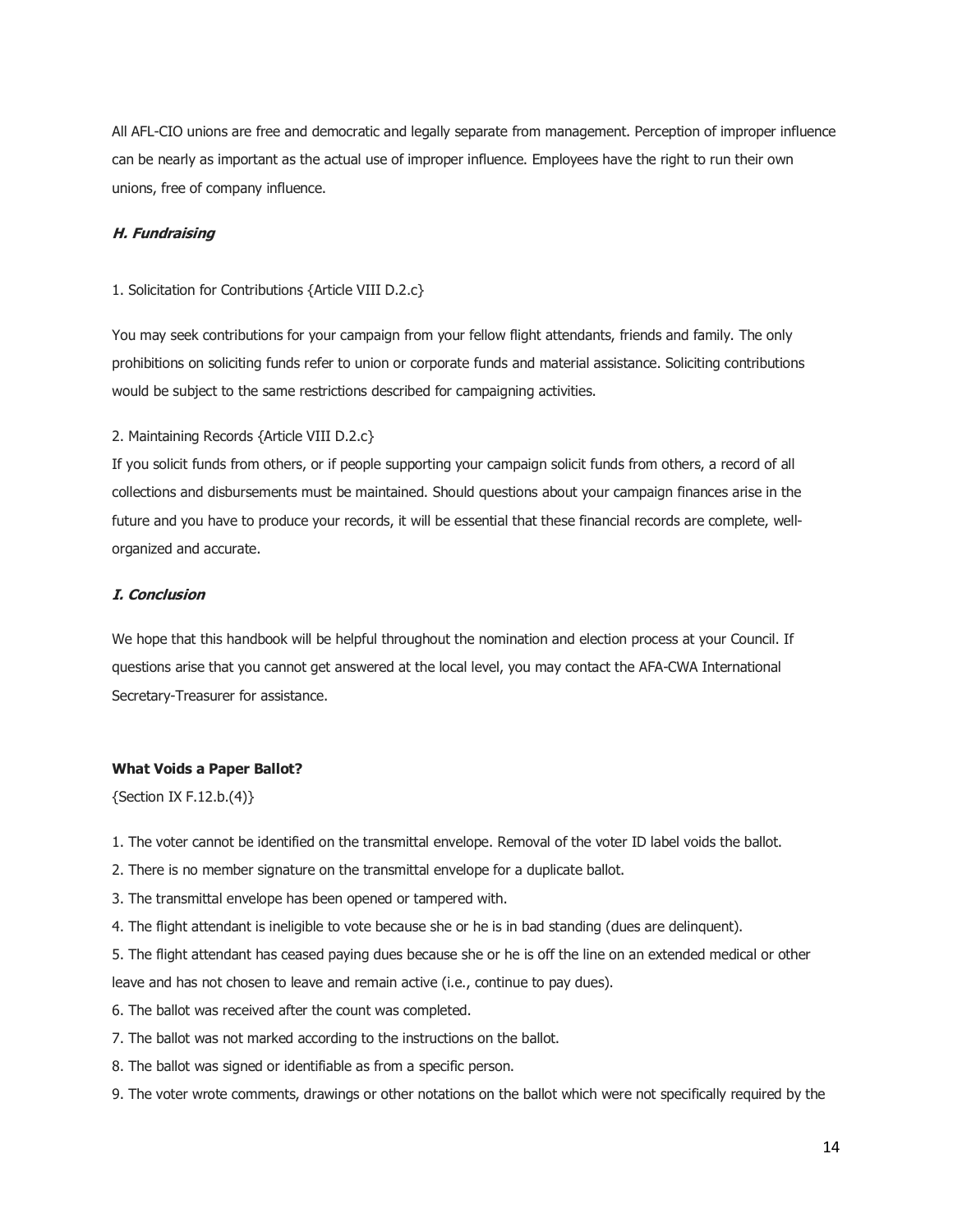All AFL-CIO unions are free and democratic and legally separate from management. Perception of improper influence can be nearly as important as the actual use of improper influence. Employees have the right to run their own unions, free of company influence.

### ***H. Fundraising***

1. Solicitation for Contributions {Article VIII D.2.c}

You may seek contributions for your campaign from your fellow flight attendants, friends and family. The only prohibitions on soliciting funds refer to union or corporate funds and material assistance. Soliciting contributions would be subject to the same restrictions described for campaigning activities.

2. Maintaining Records {Article VIII D.2.c}

If you solicit funds from others, or if people supporting your campaign solicit funds from others, a record of all collections and disbursements must be maintained. Should questions about your campaign finances arise in the future and you have to produce your records, it will be essential that these financial records are complete, well-organized and accurate.

### ***I. Conclusion***

We hope that this handbook will be helpful throughout the nomination and election process at your Council. If questions arise that you cannot get answered at the local level, you may contact the AFA-CWA International Secretary-Treasurer for assistance.

**What Voids a Paper Ballot?**

{Section IX F.12.b.(4)}

1. The voter cannot be identified on the transmittal envelope. Removal of the voter ID label voids the ballot.
2. There is no member signature on the transmittal envelope for a duplicate ballot.
3. The transmittal envelope has been opened or tampered with.
4. The flight attendant is ineligible to vote because she or he is in bad standing (dues are delinquent).
5. The flight attendant has ceased paying dues because she or he is off the line on an extended medical or other leave and has not chosen to leave and remain active (i.e., continue to pay dues).
6. The ballot was received after the count was completed.
7. The ballot was not marked according to the instructions on the ballot.
8. The ballot was signed or identifiable as from a specific person.
9. The voter wrote comments, drawings or other notations on the ballot which were not specifically required by the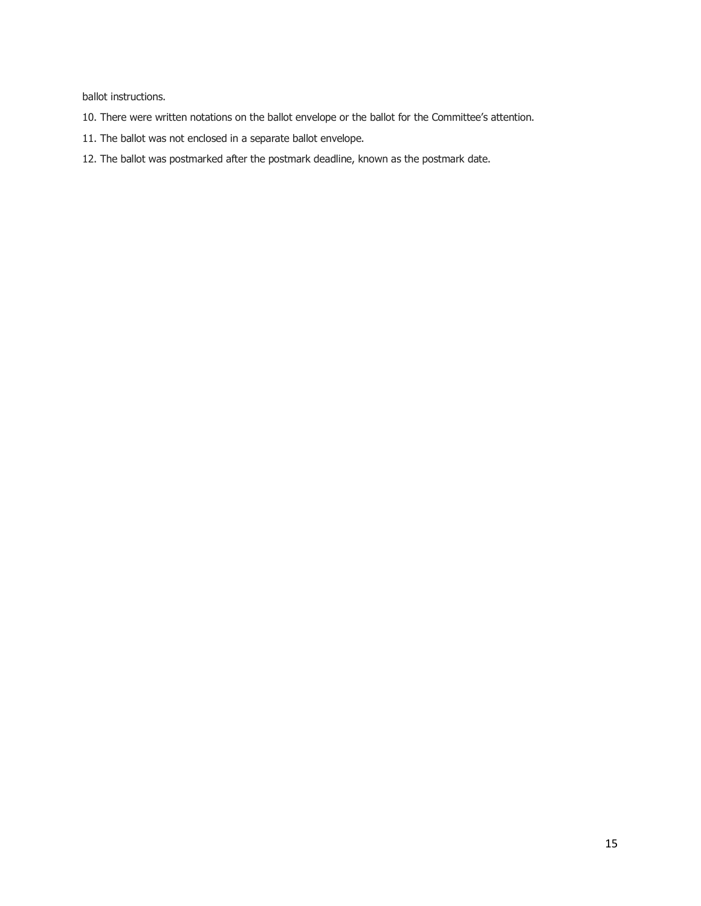ballot instructions.

10. There were written notations on the ballot envelope or the ballot for the Committee's attention.
11. The ballot was not enclosed in a separate ballot envelope.
12. The ballot was postmarked after the postmark deadline, known as the postmark date.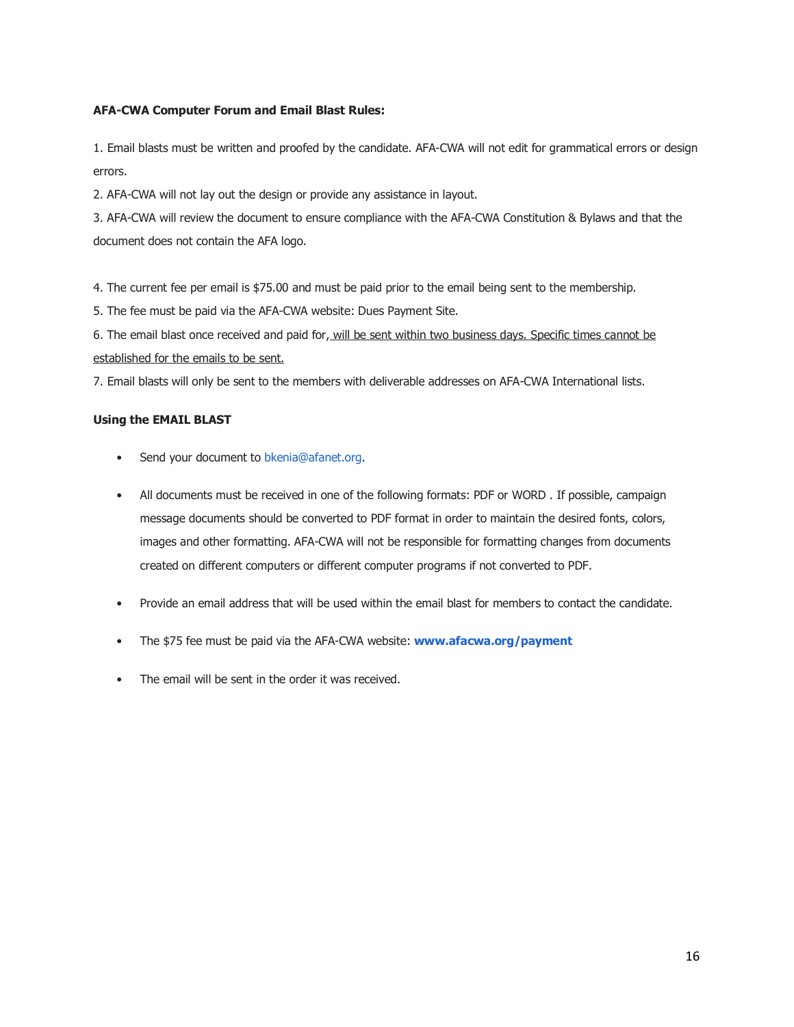**AFA-CWA Computer Forum and Email Blast Rules:**

1. Email blasts must be written and proofed by the candidate. AFA-CWA will not edit for grammatical errors or design errors.
2. AFA-CWA will not lay out the design or provide any assistance in layout.
3. AFA-CWA will review the document to ensure compliance with the AFA-CWA Constitution & Bylaws and that the document does not contain the AFA logo.

4. The current fee per email is $75.00 and must be paid prior to the email being sent to the membership.
5. The fee must be paid via the AFA-CWA website: Dues Payment Site.
6. The email blast once received and paid for, will be sent within two business days. Specific times cannot be established for the emails to be sent.
7. Email blasts will only be sent to the members with deliverable addresses on AFA-CWA International lists.

**Using the EMAIL BLAST**

- Send your document to bkenia@afanet.org.
- All documents must be received in one of the following formats: PDF or WORD . If possible, campaign message documents should be converted to PDF format in order to maintain the desired fonts, colors, images and other formatting. AFA-CWA will not be responsible for formatting changes from documents created on different computers or different computer programs if not converted to PDF.
- Provide an email address that will be used within the email blast for members to contact the candidate.
- The $75 fee must be paid via the AFA-CWA website: **www.afacwa.org/payment**
- The email will be sent in the order it was received.